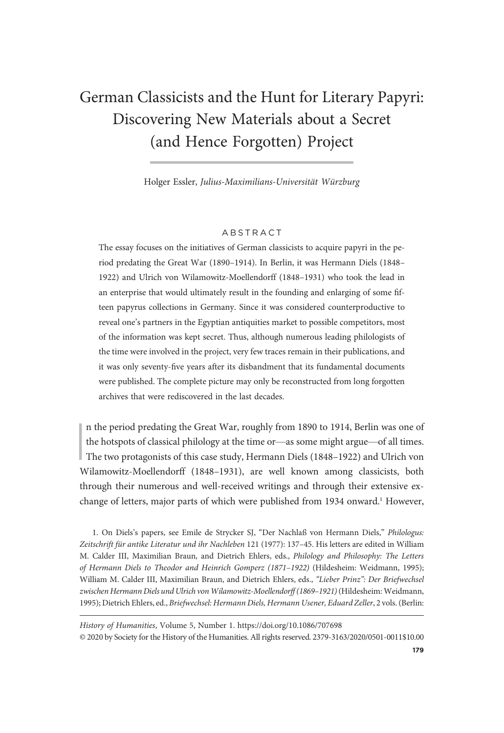# German Classicists and the Hunt for Literary Papyri: Discovering New Materials about a Secret (and Hence Forgotten) Project

Holger Essler, *Julius-Maximilians-Universität Würzburg*

## ABSTRACT

The essay focuses on the initiatives of German classicists to acquire papyri in the period predating the Great War (1890–1914). In Berlin, it was Hermann Diels (1848–1922) and Ulrich von Wilamowitz-Moellendorff (1848–1931) who took the lead in an enterprise that would ultimately result in the founding and enlarging of some fifteen papyrus collections in Germany. Since it was considered counterproductive to reveal one's partners in the Egyptian antiquities market to possible competitors, most of the information was kept secret. Thus, although numerous leading philologists of the time were involved in the project, very few traces remain in their publications, and it was only seventy-five years after its disbandment that its fundamental documents were published. The complete picture may only be reconstructed from long forgotten archives that were rediscovered in the last decades.

In the period predating the Great War, roughly from 1890 to 1914, Berlin was one of the hotspots of classical philology at the time or—as some might argue—of all times. The two protagonists of this case study, Hermann Diels (1848–1922) and Ulrich von Wilamowitz-Moellendorff (1848–1931), are well known among classicists, both through their numerous and well-received writings and through their extensive exchange of letters, major parts of which were published from 1934 onward.[1] However,

1. On Diels's papers, see Emile de Strycker SJ, "Der Nachlaß von Hermann Diels," *Philologus: Zeitschrift für antike Literatur und ihr Nachleben* 121 (1977): 137–45. His letters are edited in William M. Calder III, Maximilian Braun, and Dietrich Ehlers, eds., *Philology and Philosophy: The Letters of Hermann Diels to Theodor and Heinrich Gomperz (1871–1922)* (Hildesheim: Weidmann, 1995); William M. Calder III, Maximilian Braun, and Dietrich Ehlers, eds., *"Lieber Prinz": Der Briefwechsel zwischen Hermann Diels und Ulrich von Wilamowitz-Moellendorff (1869–1921)* (Hildesheim: Weidmann, 1995); Dietrich Ehlers, ed., *Briefwechsel: Hermann Diels, Hermann Usener, Eduard Zeller*, 2 vols. (Berlin:

*History of Humanities*, Volume 5, Number 1. https://doi.org/10.1086/707698
© 2020 by Society for the History of the Humanities. All rights reserved. 2379-3163/2020/0501-0011$10.00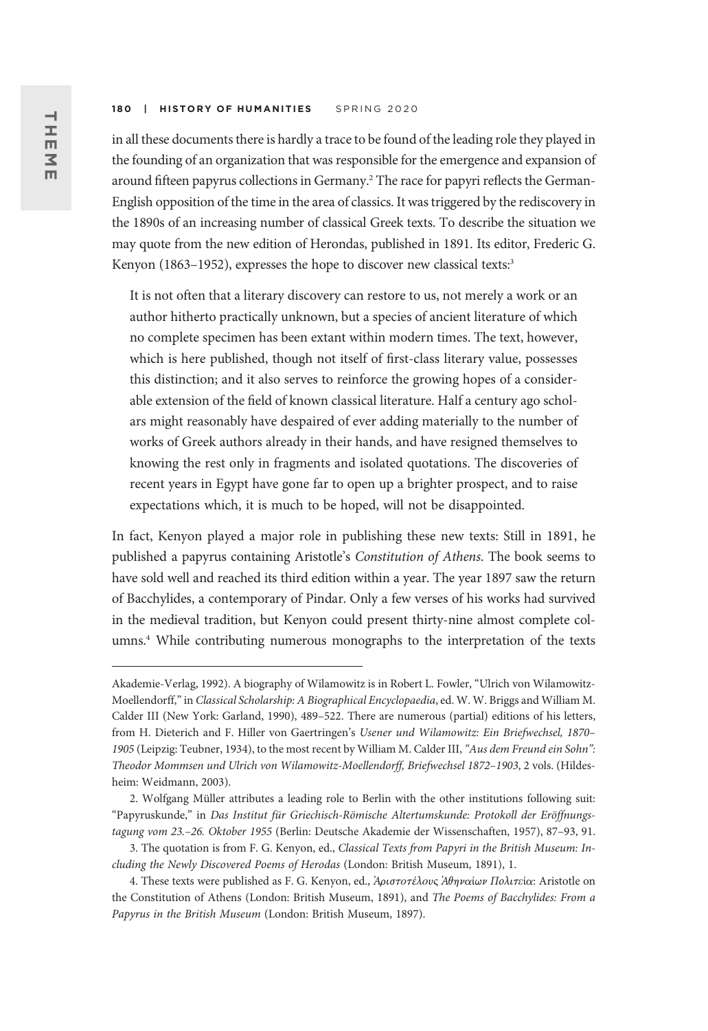in all these documents there is hardly a trace to be found of the leading role they played in the founding of an organization that was responsible for the emergence and expansion of around fifteen papyrus collections in Germany.[2] The race for papyri reflects the German-English opposition of the time in the area of classics. It was triggered by the rediscovery in the 1890s of an increasing number of classical Greek texts. To describe the situation we may quote from the new edition of Herondas, published in 1891. Its editor, Frederic G. Kenyon (1863–1952), expresses the hope to discover new classical texts:[3]

> It is not often that a literary discovery can restore to us, not merely a work or an author hitherto practically unknown, but a species of ancient literature of which no complete specimen has been extant within modern times. The text, however, which is here published, though not itself of first-class literary value, possesses this distinction; and it also serves to reinforce the growing hopes of a considerable extension of the field of known classical literature. Half a century ago scholars might reasonably have despaired of ever adding materially to the number of works of Greek authors already in their hands, and have resigned themselves to knowing the rest only in fragments and isolated quotations. The discoveries of recent years in Egypt have gone far to open up a brighter prospect, and to raise expectations which, it is much to be hoped, will not be disappointed.

In fact, Kenyon played a major role in publishing these new texts: Still in 1891, he published a papyrus containing Aristotle's *Constitution of Athens*. The book seems to have sold well and reached its third edition within a year. The year 1897 saw the return of Bacchylides, a contemporary of Pindar. Only a few verses of his works had survived in the medieval tradition, but Kenyon could present thirty-nine almost complete columns.[4] While contributing numerous monographs to the interpretation of the texts

---

Akademie-Verlag, 1992). A biography of Wilamowitz is in Robert L. Fowler, "Ulrich von Wilamowitz-Moellendorff," in *Classical Scholarship: A Biographical Encyclopaedia*, ed. W. W. Briggs and William M. Calder III (New York: Garland, 1990), 489–522. There are numerous (partial) editions of his letters, from H. Dieterich and F. Hiller von Gaertringen's *Usener und Wilamowitz: Ein Briefwechsel, 1870–1905* (Leipzig: Teubner, 1934), to the most recent by William M. Calder III, *"Aus dem Freund ein Sohn": Theodor Mommsen und Ulrich von Wilamowitz-Moellendorff, Briefwechsel 1872–1903*, 2 vols. (Hildesheim: Weidmann, 2003).

2. Wolfgang Müller attributes a leading role to Berlin with the other institutions following suit: "Papyruskunde," in *Das Institut für Griechisch-Römische Altertumskunde: Protokoll der Eröffnungstagung vom 23.–26. Oktober 1955* (Berlin: Deutsche Akademie der Wissenschaften, 1957), 87–93, 91.

3. The quotation is from F. G. Kenyon, ed., *Classical Texts from Papyri in the British Museum: Including the Newly Discovered Poems of Herodas* (London: British Museum, 1891), 1.

4. These texts were published as F. G. Kenyon, ed., *Ἀριστοτέλους Ἀθηναίων Πολιτεία*: Aristotle on the Constitution of Athens (London: British Museum, 1891), and *The Poems of Bacchylides: From a Papyrus in the British Museum* (London: British Museum, 1897).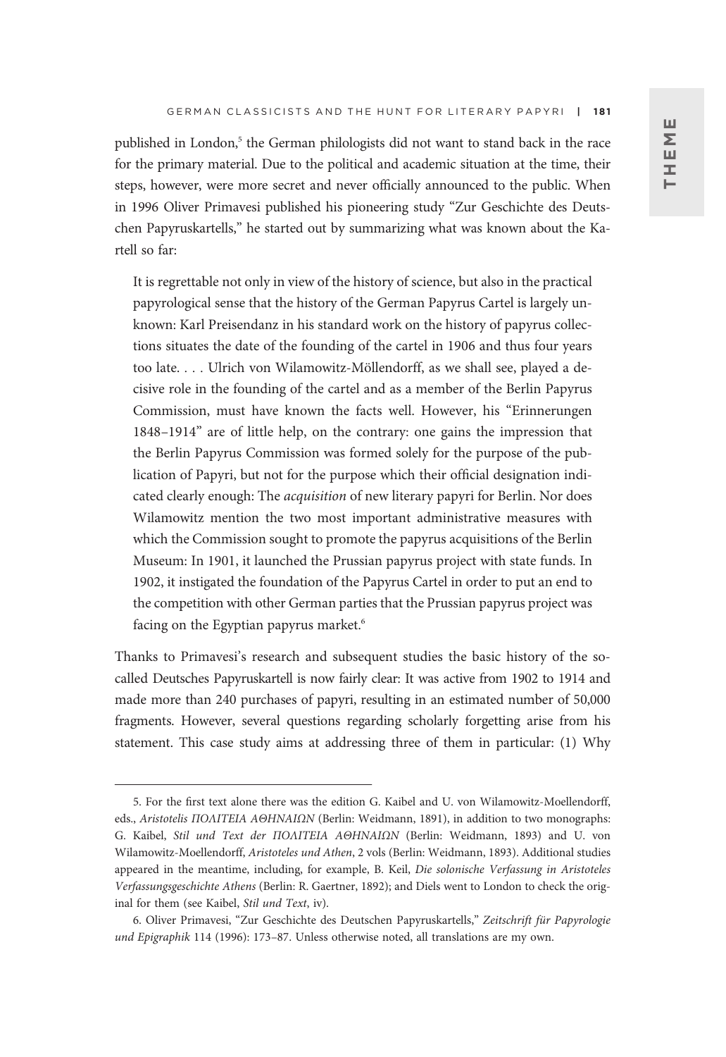published in London,[5] the German philologists did not want to stand back in the race for the primary material. Due to the political and academic situation at the time, their steps, however, were more secret and never officially announced to the public. When in 1996 Oliver Primavesi published his pioneering study "Zur Geschichte des Deutschen Papyruskartells," he started out by summarizing what was known about the Kartell so far:

> It is regrettable not only in view of the history of science, but also in the practical papyrological sense that the history of the German Papyrus Cartel is largely unknown: Karl Preisendanz in his standard work on the history of papyrus collections situates the date of the founding of the cartel in 1906 and thus four years too late. . . . Ulrich von Wilamowitz-Möllendorff, as we shall see, played a decisive role in the founding of the cartel and as a member of the Berlin Papyrus Commission, must have known the facts well. However, his "Erinnerungen 1848–1914" are of little help, on the contrary: one gains the impression that the Berlin Papyrus Commission was formed solely for the purpose of the publication of Papyri, but not for the purpose which their official designation indicated clearly enough: The *acquisition* of new literary papyri for Berlin. Nor does Wilamowitz mention the two most important administrative measures with which the Commission sought to promote the papyrus acquisitions of the Berlin Museum: In 1901, it launched the Prussian papyrus project with state funds. In 1902, it instigated the foundation of the Papyrus Cartel in order to put an end to the competition with other German parties that the Prussian papyrus project was facing on the Egyptian papyrus market.[6]

Thanks to Primavesi's research and subsequent studies the basic history of the so-called Deutsches Papyruskartell is now fairly clear: It was active from 1902 to 1914 and made more than 240 purchases of papyri, resulting in an estimated number of 50,000 fragments. However, several questions regarding scholarly forgetting arise from his statement. This case study aims at addressing three of them in particular: (1) Why

---

5. For the first text alone there was the edition G. Kaibel and U. von Wilamowitz-Moellendorff, eds., *Aristotelis ΠΟΛΙΤΕΙΑ ΑΘΗΝΑΙΩΝ* (Berlin: Weidmann, 1891), in addition to two monographs: G. Kaibel, *Stil und Text der ΠΟΛΙΤΕΙΑ ΑΘΗΝΑΙΩΝ* (Berlin: Weidmann, 1893) and U. von Wilamowitz-Moellendorff, *Aristoteles und Athen*, 2 vols (Berlin: Weidmann, 1893). Additional studies appeared in the meantime, including, for example, B. Keil, *Die solonische Verfassung in Aristoteles Verfassungsgeschichte Athens* (Berlin: R. Gaertner, 1892); and Diels went to London to check the original for them (see Kaibel, *Stil und Text*, iv).

6. Oliver Primavesi, "Zur Geschichte des Deutschen Papyruskartells," *Zeitschrift für Papyrologie und Epigraphik* 114 (1996): 173–87. Unless otherwise noted, all translations are my own.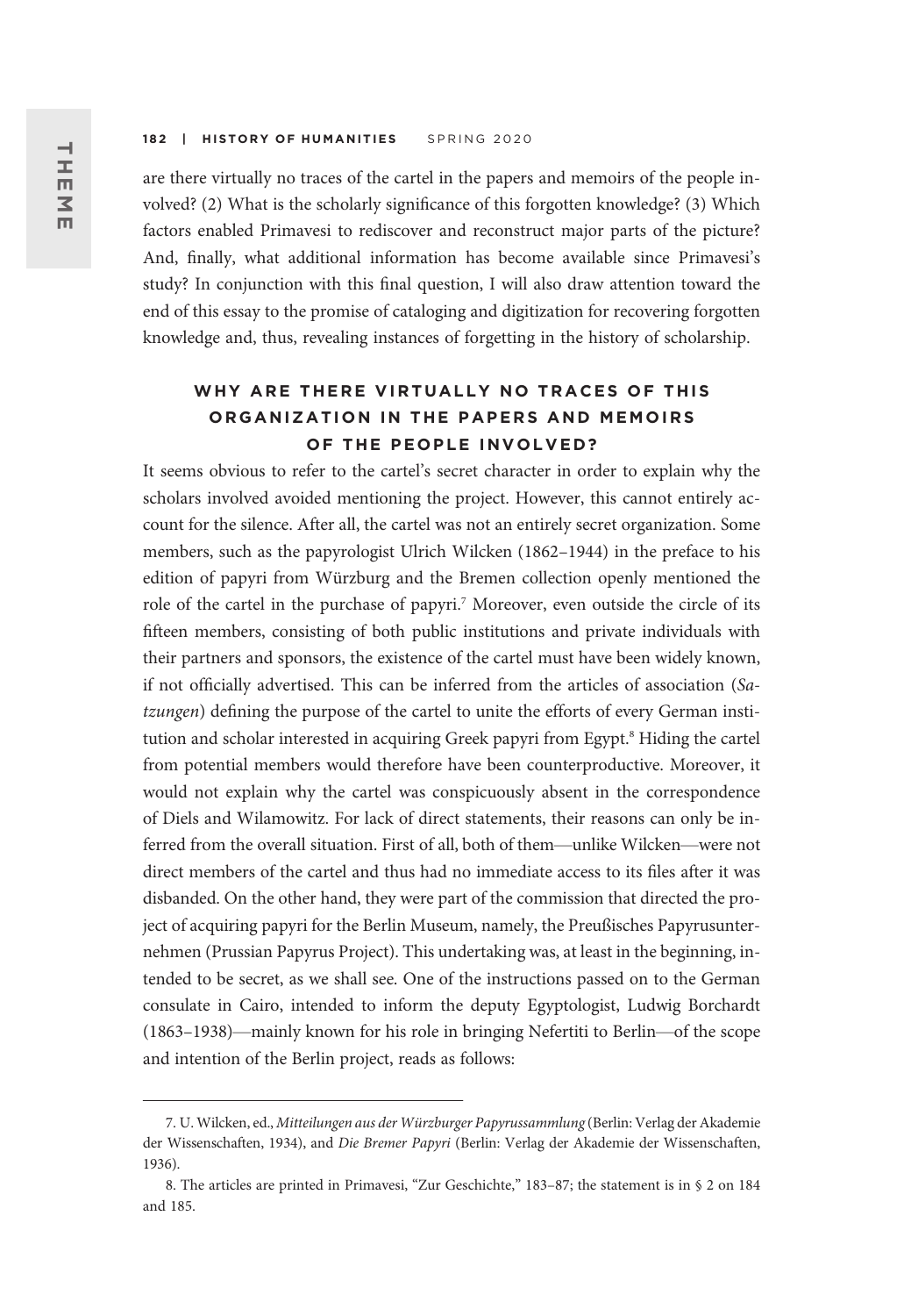are there virtually no traces of the cartel in the papers and memoirs of the people involved? (2) What is the scholarly significance of this forgotten knowledge? (3) Which factors enabled Primavesi to rediscover and reconstruct major parts of the picture? And, finally, what additional information has become available since Primavesi's study? In conjunction with this final question, I will also draw attention toward the end of this essay to the promise of cataloging and digitization for recovering forgotten knowledge and, thus, revealing instances of forgetting in the history of scholarship.

## WHY ARE THERE VIRTUALLY NO TRACES OF THIS ORGANIZATION IN THE PAPERS AND MEMOIRS OF THE PEOPLE INVOLVED?

It seems obvious to refer to the cartel's secret character in order to explain why the scholars involved avoided mentioning the project. However, this cannot entirely account for the silence. After all, the cartel was not an entirely secret organization. Some members, such as the papyrologist Ulrich Wilcken (1862–1944) in the preface to his edition of papyri from Würzburg and the Bremen collection openly mentioned the role of the cartel in the purchase of papyri.[7] Moreover, even outside the circle of its fifteen members, consisting of both public institutions and private individuals with their partners and sponsors, the existence of the cartel must have been widely known, if not officially advertised. This can be inferred from the articles of association (*Satzungen*) defining the purpose of the cartel to unite the efforts of every German institution and scholar interested in acquiring Greek papyri from Egypt.[8] Hiding the cartel from potential members would therefore have been counterproductive. Moreover, it would not explain why the cartel was conspicuously absent in the correspondence of Diels and Wilamowitz. For lack of direct statements, their reasons can only be inferred from the overall situation. First of all, both of them—unlike Wilcken—were not direct members of the cartel and thus had no immediate access to its files after it was disbanded. On the other hand, they were part of the commission that directed the project of acquiring papyri for the Berlin Museum, namely, the Preußisches Papyrusunternehmen (Prussian Papyrus Project). This undertaking was, at least in the beginning, intended to be secret, as we shall see. One of the instructions passed on to the German consulate in Cairo, intended to inform the deputy Egyptologist, Ludwig Borchardt (1863–1938)—mainly known for his role in bringing Nefertiti to Berlin—of the scope and intention of the Berlin project, reads as follows:

---

7. U. Wilcken, ed., *Mitteilungen aus der Würzburger Papyrussammlung* (Berlin: Verlag der Akademie der Wissenschaften, 1934), and *Die Bremer Papyri* (Berlin: Verlag der Akademie der Wissenschaften, 1936).

8. The articles are printed in Primavesi, "Zur Geschichte," 183–87; the statement is in § 2 on 184 and 185.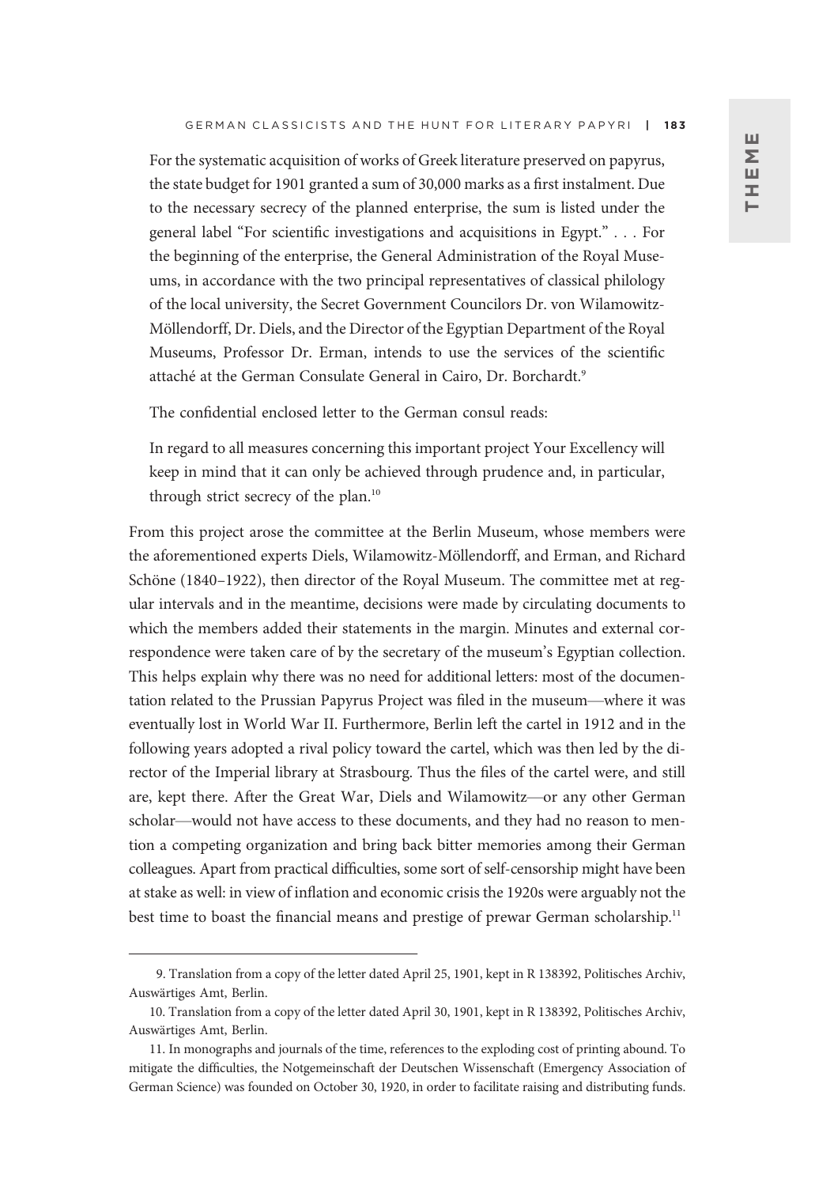> For the systematic acquisition of works of Greek literature preserved on papyrus, the state budget for 1901 granted a sum of 30,000 marks as a first instalment. Due to the necessary secrecy of the planned enterprise, the sum is listed under the general label "For scientific investigations and acquisitions in Egypt." . . . For the beginning of the enterprise, the General Administration of the Royal Museums, in accordance with the two principal representatives of classical philology of the local university, the Secret Government Councilors Dr. von Wilamowitz-Möllendorff, Dr. Diels, and the Director of the Egyptian Department of the Royal Museums, Professor Dr. Erman, intends to use the services of the scientific attaché at the German Consulate General in Cairo, Dr. Borchardt.[9]

The confidential enclosed letter to the German consul reads:

> In regard to all measures concerning this important project Your Excellency will keep in mind that it can only be achieved through prudence and, in particular, through strict secrecy of the plan.[10]

From this project arose the committee at the Berlin Museum, whose members were the aforementioned experts Diels, Wilamowitz-Möllendorff, and Erman, and Richard Schöne (1840–1922), then director of the Royal Museum. The committee met at regular intervals and in the meantime, decisions were made by circulating documents to which the members added their statements in the margin. Minutes and external correspondence were taken care of by the secretary of the museum's Egyptian collection. This helps explain why there was no need for additional letters: most of the documentation related to the Prussian Papyrus Project was filed in the museum—where it was eventually lost in World War II. Furthermore, Berlin left the cartel in 1912 and in the following years adopted a rival policy toward the cartel, which was then led by the director of the Imperial library at Strasbourg. Thus the files of the cartel were, and still are, kept there. After the Great War, Diels and Wilamowitz—or any other German scholar—would not have access to these documents, and they had no reason to mention a competing organization and bring back bitter memories among their German colleagues. Apart from practical difficulties, some sort of self-censorship might have been at stake as well: in view of inflation and economic crisis the 1920s were arguably not the best time to boast the financial means and prestige of prewar German scholarship.[11]

---

9. Translation from a copy of the letter dated April 25, 1901, kept in R 138392, Politisches Archiv, Auswärtiges Amt, Berlin.

10. Translation from a copy of the letter dated April 30, 1901, kept in R 138392, Politisches Archiv, Auswärtiges Amt, Berlin.

11. In monographs and journals of the time, references to the exploding cost of printing abound. To mitigate the difficulties, the Notgemeinschaft der Deutschen Wissenschaft (Emergency Association of German Science) was founded on October 30, 1920, in order to facilitate raising and distributing funds.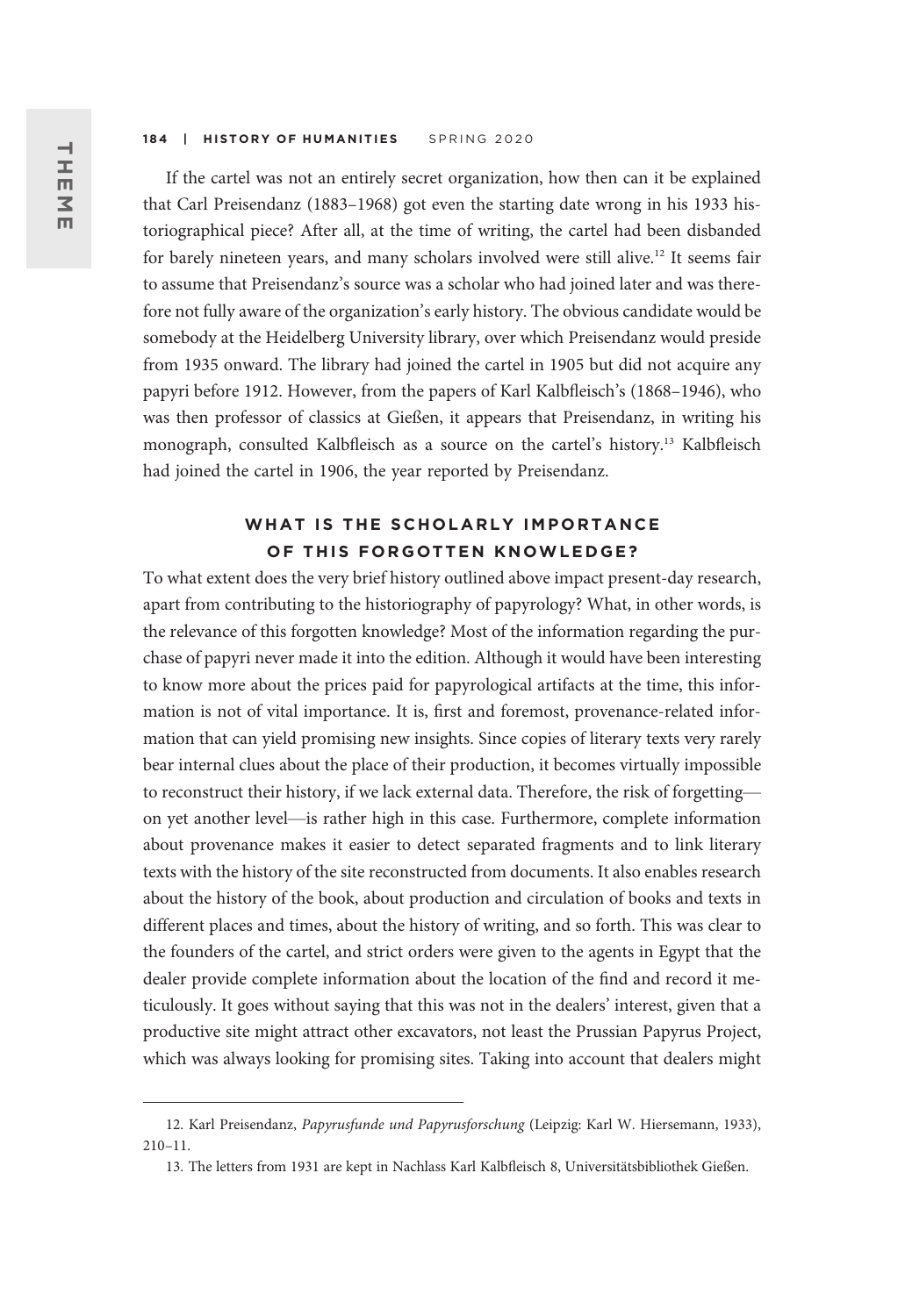If the cartel was not an entirely secret organization, how then can it be explained that Carl Preisendanz (1883–1968) got even the starting date wrong in his 1933 historiographical piece? After all, at the time of writing, the cartel had been disbanded for barely nineteen years, and many scholars involved were still alive.[12] It seems fair to assume that Preisendanz's source was a scholar who had joined later and was therefore not fully aware of the organization's early history. The obvious candidate would be somebody at the Heidelberg University library, over which Preisendanz would preside from 1935 onward. The library had joined the cartel in 1905 but did not acquire any papyri before 1912. However, from the papers of Karl Kalbfleisch's (1868–1946), who was then professor of classics at Gießen, it appears that Preisendanz, in writing his monograph, consulted Kalbfleisch as a source on the cartel's history.[13] Kalbfleisch had joined the cartel in 1906, the year reported by Preisendanz.

## WHAT IS THE SCHOLARLY IMPORTANCE OF THIS FORGOTTEN KNOWLEDGE?

To what extent does the very brief history outlined above impact present-day research, apart from contributing to the historiography of papyrology? What, in other words, is the relevance of this forgotten knowledge? Most of the information regarding the purchase of papyri never made it into the edition. Although it would have been interesting to know more about the prices paid for papyrological artifacts at the time, this information is not of vital importance. It is, first and foremost, provenance-related information that can yield promising new insights. Since copies of literary texts very rarely bear internal clues about the place of their production, it becomes virtually impossible to reconstruct their history, if we lack external data. Therefore, the risk of forgetting—on yet another level—is rather high in this case. Furthermore, complete information about provenance makes it easier to detect separated fragments and to link literary texts with the history of the site reconstructed from documents. It also enables research about the history of the book, about production and circulation of books and texts in different places and times, about the history of writing, and so forth. This was clear to the founders of the cartel, and strict orders were given to the agents in Egypt that the dealer provide complete information about the location of the find and record it meticulously. It goes without saying that this was not in the dealers' interest, given that a productive site might attract other excavators, not least the Prussian Papyrus Project, which was always looking for promising sites. Taking into account that dealers might

---

12. Karl Preisendanz, *Papyrusfunde und Papyrusforschung* (Leipzig: Karl W. Hiersemann, 1933), 210–11.

13. The letters from 1931 are kept in Nachlass Karl Kalbfleisch 8, Universitätsbibliothek Gießen.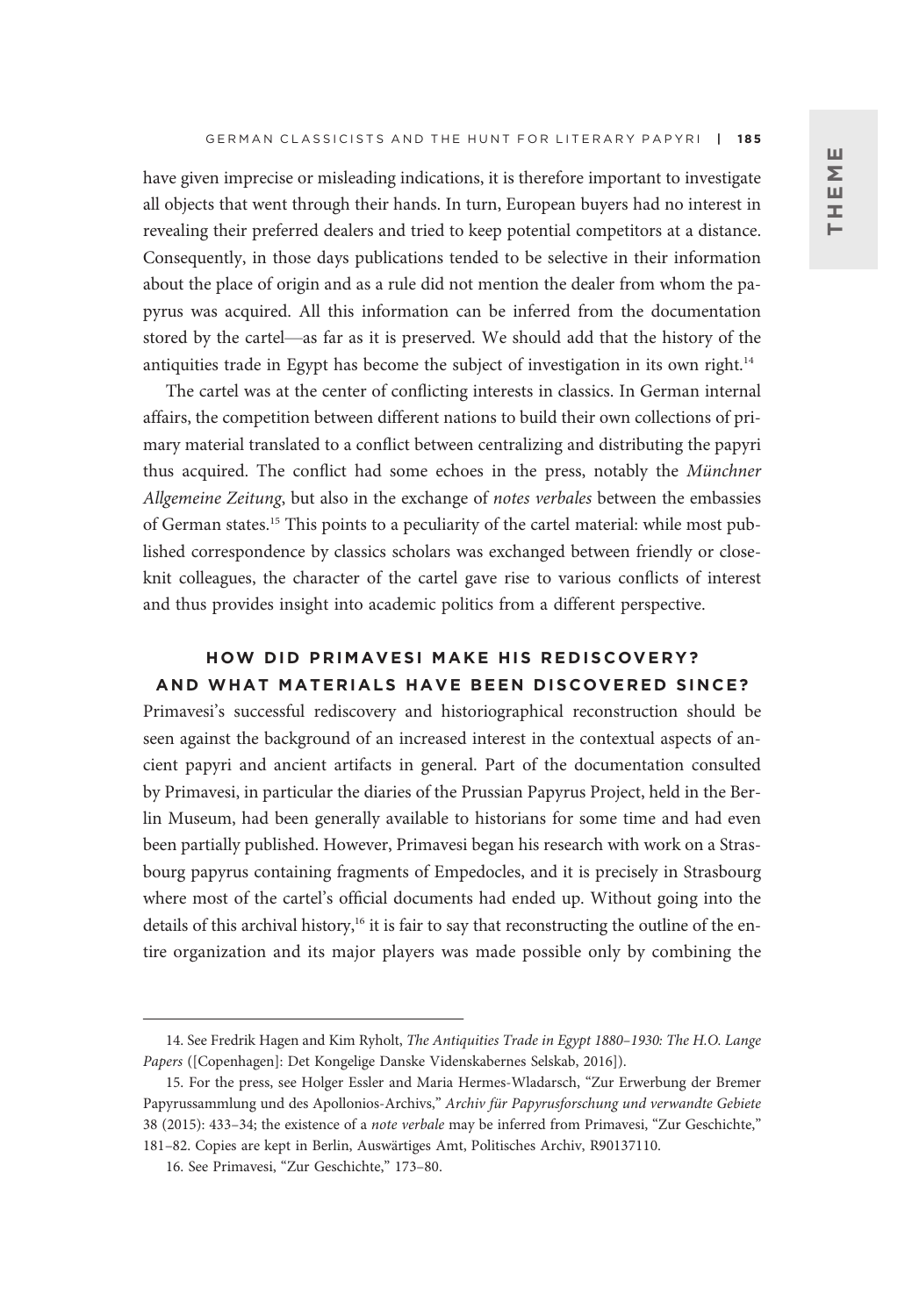have given imprecise or misleading indications, it is therefore important to investigate all objects that went through their hands. In turn, European buyers had no interest in revealing their preferred dealers and tried to keep potential competitors at a distance. Consequently, in those days publications tended to be selective in their information about the place of origin and as a rule did not mention the dealer from whom the papyrus was acquired. All this information can be inferred from the documentation stored by the cartel—as far as it is preserved. We should add that the history of the antiquities trade in Egypt has become the subject of investigation in its own right.[14]

The cartel was at the center of conflicting interests in classics. In German internal affairs, the competition between different nations to build their own collections of primary material translated to a conflict between centralizing and distributing the papyri thus acquired. The conflict had some echoes in the press, notably the *Münchner Allgemeine Zeitung*, but also in the exchange of *notes verbales* between the embassies of German states.[15] This points to a peculiarity of the cartel material: while most published correspondence by classics scholars was exchanged between friendly or close-knit colleagues, the character of the cartel gave rise to various conflicts of interest and thus provides insight into academic politics from a different perspective.

## HOW DID PRIMAVESI MAKE HIS REDISCOVERY? AND WHAT MATERIALS HAVE BEEN DISCOVERED SINCE?

Primavesi's successful rediscovery and historiographical reconstruction should be seen against the background of an increased interest in the contextual aspects of ancient papyri and ancient artifacts in general. Part of the documentation consulted by Primavesi, in particular the diaries of the Prussian Papyrus Project, held in the Berlin Museum, had been generally available to historians for some time and had even been partially published. However, Primavesi began his research with work on a Strasbourg papyrus containing fragments of Empedocles, and it is precisely in Strasbourg where most of the cartel's official documents had ended up. Without going into the details of this archival history,[16] it is fair to say that reconstructing the outline of the entire organization and its major players was made possible only by combining the

---

14. See Fredrik Hagen and Kim Ryholt, *The Antiquities Trade in Egypt 1880–1930: The H.O. Lange Papers* ([Copenhagen]: Det Kongelige Danske Videnskabernes Selskab, 2016]).

15. For the press, see Holger Essler and Maria Hermes-Wladarsch, "Zur Erwerbung der Bremer Papyrussammlung und des Apollonios-Archivs," *Archiv für Papyrusforschung und verwandte Gebiete* 38 (2015): 433–34; the existence of a *note verbale* may be inferred from Primavesi, "Zur Geschichte," 181–82. Copies are kept in Berlin, Auswärtiges Amt, Politisches Archiv, R90137110.

16. See Primavesi, "Zur Geschichte," 173–80.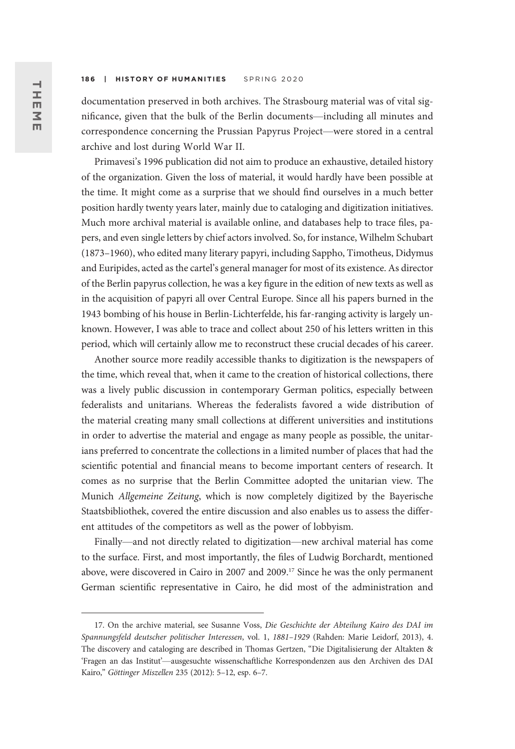documentation preserved in both archives. The Strasbourg material was of vital significance, given that the bulk of the Berlin documents—including all minutes and correspondence concerning the Prussian Papyrus Project—were stored in a central archive and lost during World War II.

Primavesi's 1996 publication did not aim to produce an exhaustive, detailed history of the organization. Given the loss of material, it would hardly have been possible at the time. It might come as a surprise that we should find ourselves in a much better position hardly twenty years later, mainly due to cataloging and digitization initiatives. Much more archival material is available online, and databases help to trace files, papers, and even single letters by chief actors involved. So, for instance, Wilhelm Schubart (1873–1960), who edited many literary papyri, including Sappho, Timotheus, Didymus and Euripides, acted as the cartel's general manager for most of its existence. As director of the Berlin papyrus collection, he was a key figure in the edition of new texts as well as in the acquisition of papyri all over Central Europe. Since all his papers burned in the 1943 bombing of his house in Berlin-Lichterfelde, his far-ranging activity is largely unknown. However, I was able to trace and collect about 250 of his letters written in this period, which will certainly allow me to reconstruct these crucial decades of his career.

Another source more readily accessible thanks to digitization is the newspapers of the time, which reveal that, when it came to the creation of historical collections, there was a lively public discussion in contemporary German politics, especially between federalists and unitarians. Whereas the federalists favored a wide distribution of the material creating many small collections at different universities and institutions in order to advertise the material and engage as many people as possible, the unitarians preferred to concentrate the collections in a limited number of places that had the scientific potential and financial means to become important centers of research. It comes as no surprise that the Berlin Committee adopted the unitarian view. The Munich *Allgemeine Zeitung*, which is now completely digitized by the Bayerische Staatsbibliothek, covered the entire discussion and also enables us to assess the different attitudes of the competitors as well as the power of lobbyism.

Finally—and not directly related to digitization—new archival material has come to the surface. First, and most importantly, the files of Ludwig Borchardt, mentioned above, were discovered in Cairo in 2007 and 2009.[17] Since he was the only permanent German scientific representative in Cairo, he did most of the administration and

---

17. On the archive material, see Susanne Voss, *Die Geschichte der Abteilung Kairo des DAI im Spannungsfeld deutscher politischer Interessen*, vol. 1, *1881–1929* (Rahden: Marie Leidorf, 2013), 4. The discovery and cataloging are described in Thomas Gertzen, "Die Digitalisierung der Altakten & 'Fragen an das Institut'—ausgesuchte wissenschaftliche Korrespondenzen aus den Archiven des DAI Kairo," *Göttinger Miszellen* 235 (2012): 5–12, esp. 6–7.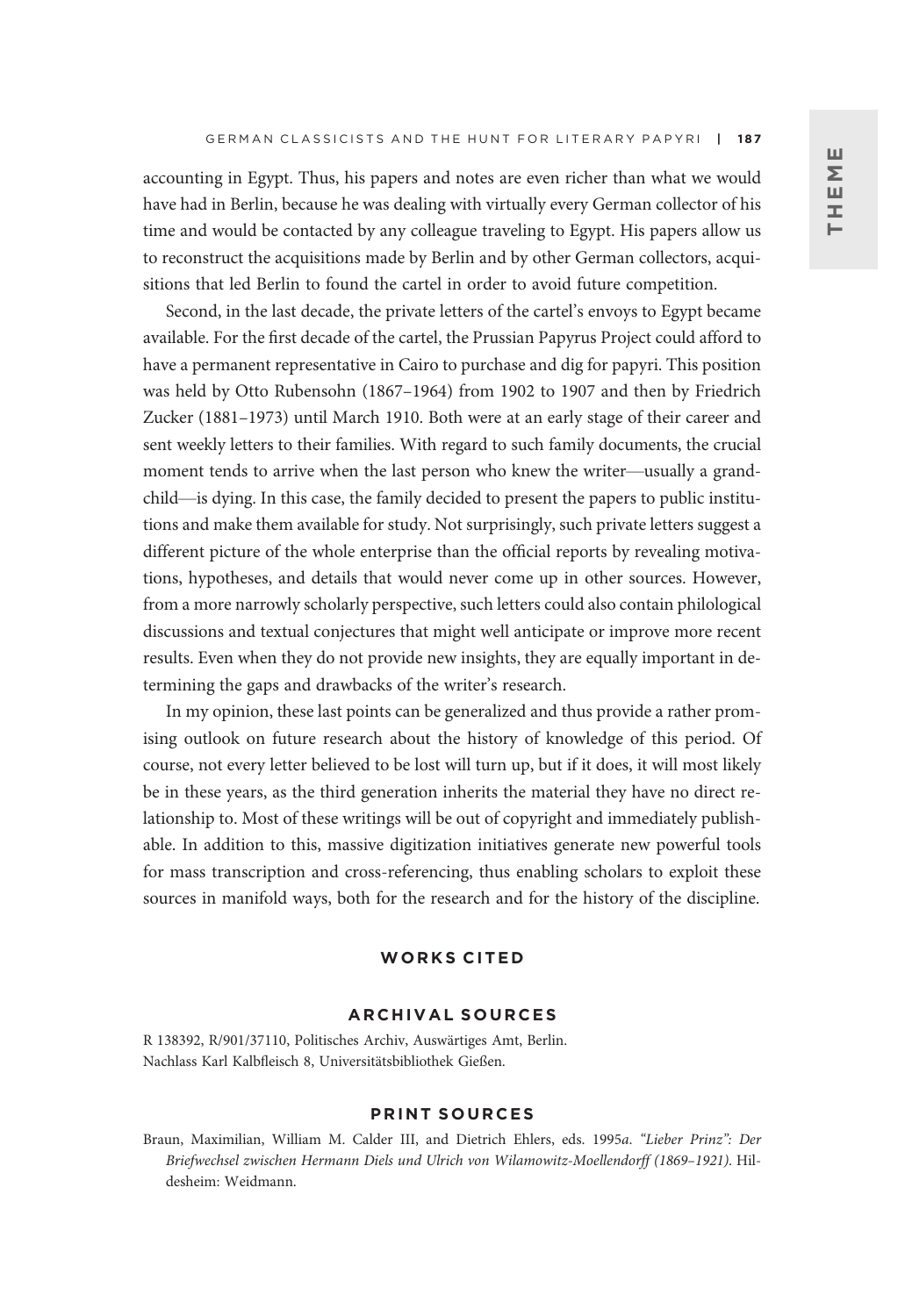accounting in Egypt. Thus, his papers and notes are even richer than what we would have had in Berlin, because he was dealing with virtually every German collector of his time and would be contacted by any colleague traveling to Egypt. His papers allow us to reconstruct the acquisitions made by Berlin and by other German collectors, acquisitions that led Berlin to found the cartel in order to avoid future competition.

Second, in the last decade, the private letters of the cartel's envoys to Egypt became available. For the first decade of the cartel, the Prussian Papyrus Project could afford to have a permanent representative in Cairo to purchase and dig for papyri. This position was held by Otto Rubensohn (1867–1964) from 1902 to 1907 and then by Friedrich Zucker (1881–1973) until March 1910. Both were at an early stage of their career and sent weekly letters to their families. With regard to such family documents, the crucial moment tends to arrive when the last person who knew the writer—usually a grandchild—is dying. In this case, the family decided to present the papers to public institutions and make them available for study. Not surprisingly, such private letters suggest a different picture of the whole enterprise than the official reports by revealing motivations, hypotheses, and details that would never come up in other sources. However, from a more narrowly scholarly perspective, such letters could also contain philological discussions and textual conjectures that might well anticipate or improve more recent results. Even when they do not provide new insights, they are equally important in determining the gaps and drawbacks of the writer's research.

In my opinion, these last points can be generalized and thus provide a rather promising outlook on future research about the history of knowledge of this period. Of course, not every letter believed to be lost will turn up, but if it does, it will most likely be in these years, as the third generation inherits the material they have no direct relationship to. Most of these writings will be out of copyright and immediately publishable. In addition to this, massive digitization initiatives generate new powerful tools for mass transcription and cross-referencing, thus enabling scholars to exploit these sources in manifold ways, both for the research and for the history of the discipline.

## WORKS CITED

### ARCHIVAL SOURCES

R 138392, R/901/37110, Politisches Archiv, Auswärtiges Amt, Berlin.
Nachlass Karl Kalbfleisch 8, Universitätsbibliothek Gießen.

### PRINT SOURCES

Braun, Maximilian, William M. Calder III, and Dietrich Ehlers, eds. 1995*a*. *"Lieber Prinz": Der Briefwechsel zwischen Hermann Diels und Ulrich von Wilamowitz-Moellendorff (1869–1921).* Hildesheim: Weidmann.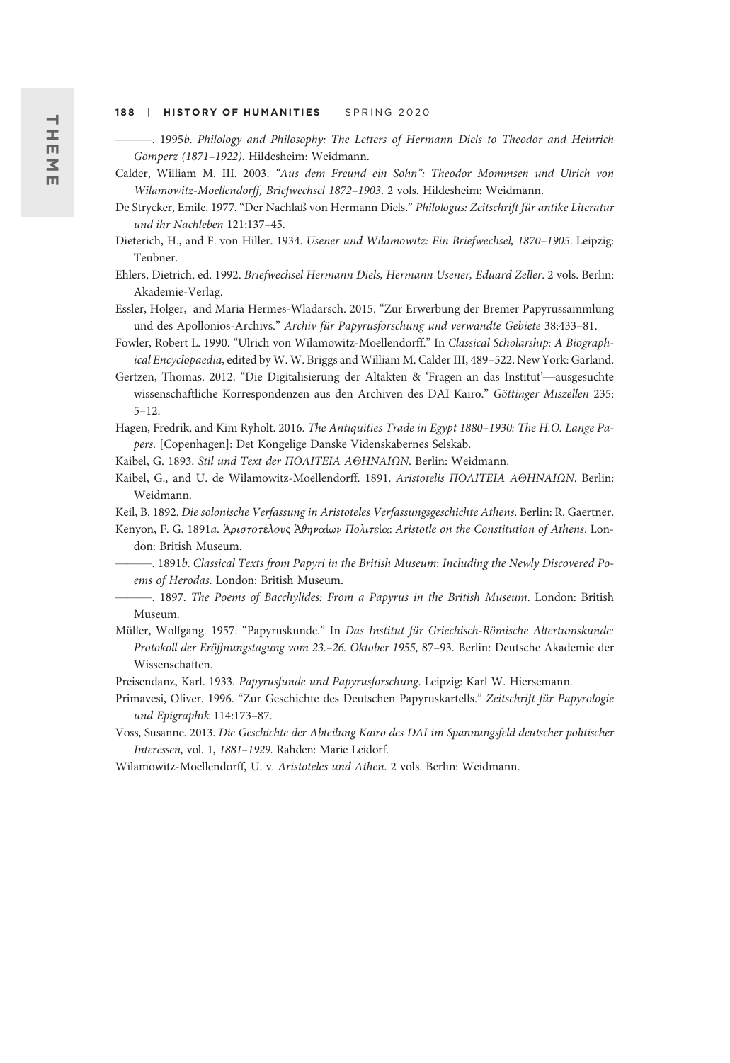———. 1995*b*. *Philology and Philosophy: The Letters of Hermann Diels to Theodor and Heinrich Gomperz (1871–1922)*. Hildesheim: Weidmann.

Calder, William M. III. 2003. *"Aus dem Freund ein Sohn": Theodor Mommsen und Ulrich von Wilamowitz-Moellendorff, Briefwechsel 1872–1903*. 2 vols. Hildesheim: Weidmann.

De Strycker, Emile. 1977. "Der Nachlaß von Hermann Diels." *Philologus: Zeitschrift für antike Literatur und ihr Nachleben* 121:137–45.

Dieterich, H., and F. von Hiller. 1934. *Usener und Wilamowitz: Ein Briefwechsel, 1870–1905*. Leipzig: Teubner.

Ehlers, Dietrich, ed. 1992. *Briefwechsel Hermann Diels, Hermann Usener, Eduard Zeller*. 2 vols. Berlin: Akademie-Verlag.

Essler, Holger, and Maria Hermes-Wladarsch. 2015. "Zur Erwerbung der Bremer Papyrussammlung und des Apollonios-Archivs." *Archiv für Papyrusforschung und verwandte Gebiete* 38:433–81.

Fowler, Robert L. 1990. "Ulrich von Wilamowitz-Moellendorff." In *Classical Scholarship: A Biographical Encyclopaedia*, edited by W. W. Briggs and William M. Calder III, 489–522. New York: Garland.

Gertzen, Thomas. 2012. "Die Digitalisierung der Altakten & 'Fragen an das Institut'—ausgesuchte wissenschaftliche Korrespondenzen aus den Archiven des DAI Kairo." *Göttinger Miszellen* 235: 5–12.

Hagen, Fredrik, and Kim Ryholt. 2016. *The Antiquities Trade in Egypt 1880–1930: The H.O. Lange Papers*. [Copenhagen]: Det Kongelige Danske Videnskabernes Selskab.

Kaibel, G. 1893. *Stil und Text der ΠΟΛΙΤΕΙΑ ΑΘΗΝΑΙΩΝ*. Berlin: Weidmann.

Kaibel, G., and U. de Wilamowitz-Moellendorff. 1891. *Aristotelis ΠΟΛΙΤΕΙΑ ΑΘΗΝΑΙΩΝ*. Berlin: Weidmann.

Keil, B. 1892. *Die solonische Verfassung in Aristoteles Verfassungsgeschichte Athens*. Berlin: R. Gaertner.

Kenyon, F. G. 1891*a*. *Ἀριστοτέλους Ἀθηναίων Πολιτεία: Aristotle on the Constitution of Athens*. London: British Museum.

———. 1891*b*. *Classical Texts from Papyri in the British Museum: Including the Newly Discovered Poems of Herodas*. London: British Museum.

———. 1897. *The Poems of Bacchylides: From a Papyrus in the British Museum*. London: British Museum.

Müller, Wolfgang. 1957. "Papyruskunde." In *Das Institut für Griechisch-Römische Altertumskunde: Protokoll der Eröffnungstagung vom 23.–26. Oktober 1955*, 87–93. Berlin: Deutsche Akademie der Wissenschaften.

Preisendanz, Karl. 1933. *Papyrusfunde und Papyrusforschung*. Leipzig: Karl W. Hiersemann.

Primavesi, Oliver. 1996. "Zur Geschichte des Deutschen Papyruskartells." *Zeitschrift für Papyrologie und Epigraphik* 114:173–87.

Voss, Susanne. 2013. *Die Geschichte der Abteilung Kairo des DAI im Spannungsfeld deutscher politischer Interessen*, vol. 1, *1881–1929*. Rahden: Marie Leidorf.

Wilamowitz-Moellendorff, U. v. *Aristoteles und Athen*. 2 vols. Berlin: Weidmann.